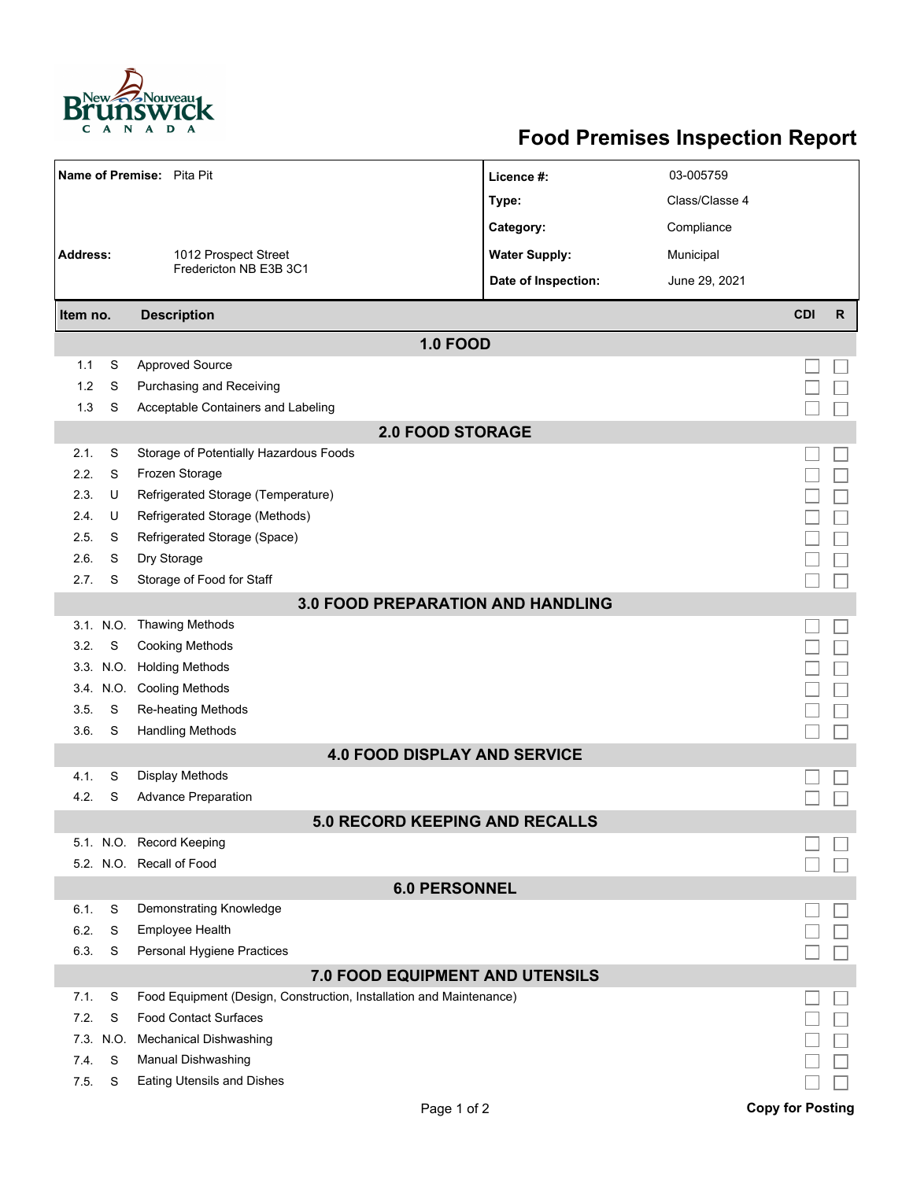# Food Premises Inspection Report

| | | | |
|---|---|---|---|
| **Name of Premise:** | Pita Pit | **Licence #:** | 03-005759 |
| | | **Type:** | Class/Classe 4 |
| | | **Category:** | Compliance |
| **Address:** | 1012 Prospect Street<br>Fredericton NB E3B 3C1 | **Water Supply:** | Municipal |
| | | **Date of Inspection:** | June 29, 2021 |

| Item no. | | Description | CDI | R |
|---|---|---|---|---|
| | | **1.0 FOOD** | | |
| 1.1 | S | Approved Source | ☐ | ☐ |
| 1.2 | S | Purchasing and Receiving | ☐ | ☐ |
| 1.3 | S | Acceptable Containers and Labeling | ☐ | ☐ |
| | | **2.0 FOOD STORAGE** | | |
| 2.1. | S | Storage of Potentially Hazardous Foods | ☐ | ☐ |
| 2.2. | S | Frozen Storage | ☐ | ☐ |
| 2.3. | U | Refrigerated Storage (Temperature) | ☐ | ☐ |
| 2.4. | U | Refrigerated Storage (Methods) | ☐ | ☐ |
| 2.5. | S | Refrigerated Storage (Space) | ☐ | ☐ |
| 2.6. | S | Dry Storage | ☐ | ☐ |
| 2.7. | S | Storage of Food for Staff | ☐ | ☐ |
| | | **3.0 FOOD PREPARATION AND HANDLING** | | |
| 3.1. | N.O. | Thawing Methods | ☐ | ☐ |
| 3.2. | S | Cooking Methods | ☐ | ☐ |
| 3.3. | N.O. | Holding Methods | ☐ | ☐ |
| 3.4. | N.O. | Cooling Methods | ☐ | ☐ |
| 3.5. | S | Re-heating Methods | ☐ | ☐ |
| 3.6. | S | Handling Methods | ☐ | ☐ |
| | | **4.0 FOOD DISPLAY AND SERVICE** | | |
| 4.1. | S | Display Methods | ☐ | ☐ |
| 4.2. | S | Advance Preparation | ☐ | ☐ |
| | | **5.0 RECORD KEEPING AND RECALLS** | | |
| 5.1. | N.O. | Record Keeping | ☐ | ☐ |
| 5.2. | N.O. | Recall of Food | ☐ | ☐ |
| | | **6.0 PERSONNEL** | | |
| 6.1. | S | Demonstrating Knowledge | ☐ | ☐ |
| 6.2. | S | Employee Health | ☐ | ☐ |
| 6.3. | S | Personal Hygiene Practices | ☐ | ☐ |
| | | **7.0 FOOD EQUIPMENT AND UTENSILS** | | |
| 7.1. | S | Food Equipment (Design, Construction, Installation and Maintenance) | ☐ | ☐ |
| 7.2. | S | Food Contact Surfaces | ☐ | ☐ |
| 7.3. | N.O. | Mechanical Dishwashing | ☐ | ☐ |
| 7.4. | S | Manual Dishwashing | ☐ | ☐ |
| 7.5. | S | Eating Utensils and Dishes | ☐ | ☐ |

**Copy for Posting**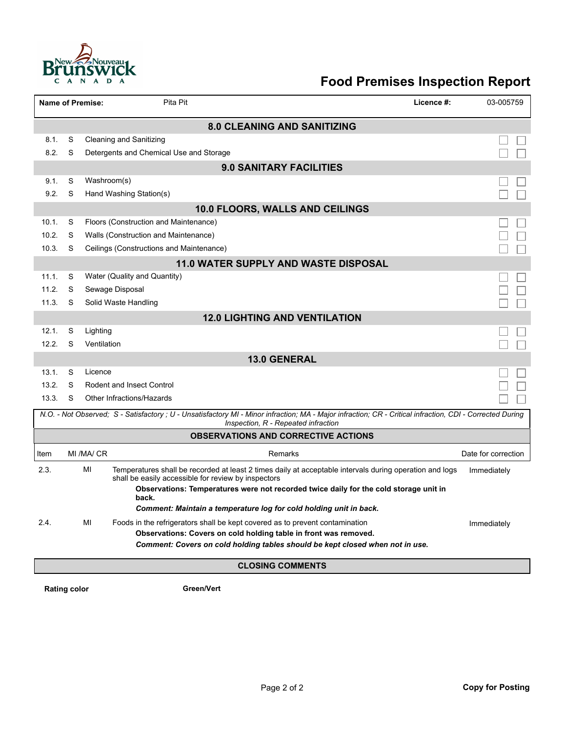# Food Premises Inspection Report

| Name of Premise: | Pita Pit | Licence #: | 03-005759 |
|---|---|---|---|

## 8.0 CLEANING AND SANITIZING

| | | | |
|---|---|---|---|
| 8.1. | S | Cleaning and Sanitizing | |
| 8.2. | S | Detergents and Chemical Use and Storage | |

## 9.0 SANITARY FACILITIES

| | | | |
|---|---|---|---|
| 9.1. | S | Washroom(s) | |
| 9.2. | S | Hand Washing Station(s) | |

## 10.0 FLOORS, WALLS AND CEILINGS

| | | | |
|---|---|---|---|
| 10.1. | S | Floors (Construction and Maintenance) | |
| 10.2. | S | Walls (Construction and Maintenance) | |
| 10.3. | S | Ceilings (Constructions and Maintenance) | |

## 11.0 WATER SUPPLY AND WASTE DISPOSAL

| | | | |
|---|---|---|---|
| 11.1. | S | Water (Quality and Quantity) | |
| 11.2. | S | Sewage Disposal | |
| 11.3. | S | Solid Waste Handling | |

## 12.0 LIGHTING AND VENTILATION

| | | | |
|---|---|---|---|
| 12.1. | S | Lighting | |
| 12.2. | S | Ventilation | |

## 13.0 GENERAL

| | | | |
|---|---|---|---|
| 13.1. | S | Licence | |
| 13.2. | S | Rodent and Insect Control | |
| 13.3. | S | Other Infractions/Hazards | |

*N.O. - Not Observed; S - Satisfactory ; U - Unsatisfactory MI - Minor infraction; MA - Major infraction; CR - Critical infraction, CDI - Corrected During Inspection, R - Repeated infraction*

## OBSERVATIONS AND CORRECTIVE ACTIONS

| Item | MI /MA/ CR | Remarks | Date for correction |
|---|---|---|---|
| 2.3. | MI | Temperatures shall be recorded at least 2 times daily at acceptable intervals during operation and logs shall be easily accessible for review by inspectors<br>**Observations: Temperatures were not recorded twice daily for the cold storage unit in back.**<br>***Comment: Maintain a temperature log for cold holding unit in back.*** | Immediately |
| 2.4. | MI | Foods in the refrigerators shall be kept covered as to prevent contamination<br>**Observations: Covers on cold holding table in front was removed.**<br>***Comment: Covers on cold holding tables should be kept closed when not in use.*** | Immediately |

## CLOSING COMMENTS

**Rating color** **Green/Vert**

**Copy for Posting**